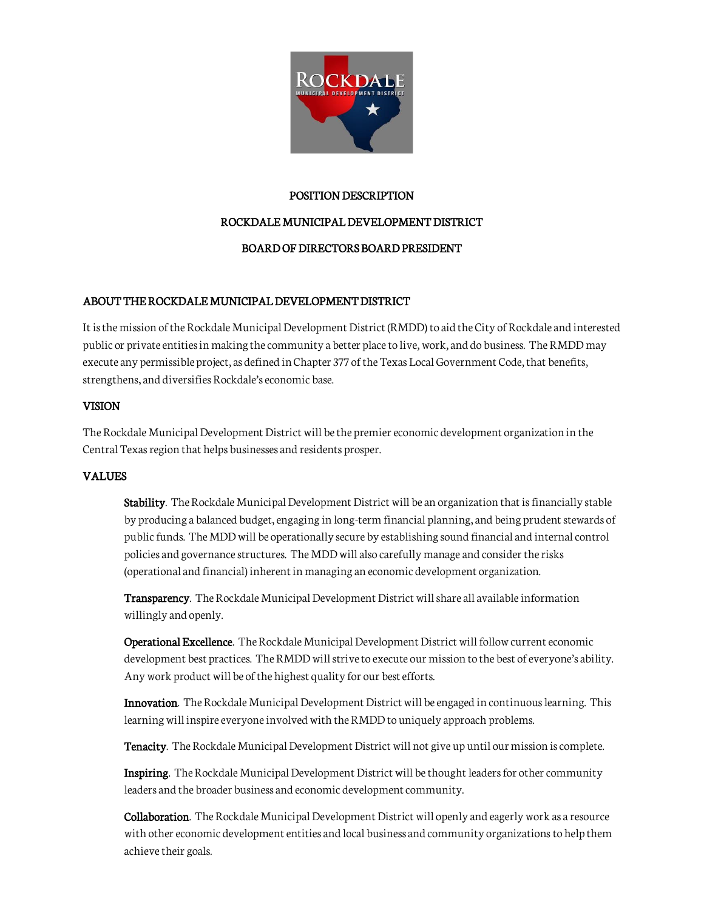# POSITION DESCRIPTION

# ROCKDALE MUNICIPAL DEVELOPMENT DISTRICT

# BOARD OF DIRECTORS BOARD PRESIDENT

## ABOUT THE ROCKDALE MUNICIPAL DEVELOPMENT DISTRICT

It is the mission of the Rockdale Municipal Development District (RMDD) to aid the City of Rockdale and interested public or private entities in making the community a better place to live, work, and do business. The RMDD may execute any permissible project, as defined in Chapter 377 of the Texas Local Government Code, that benefits, strengthens, and diversifies Rockdale's economic base.

## VISION

The Rockdale Municipal Development District will be the premier economic development organization in the Central Texas region that helps businesses and residents prosper.

## VALUES

**Stability**. The Rockdale Municipal Development District will be an organization that is financially stable by producing a balanced budget, engaging in long-term financial planning, and being prudent stewards of public funds. The MDD will be operationally secure by establishing sound financial and internal control policies and governance structures. The MDD will also carefully manage and consider the risks (operational and financial) inherent in managing an economic development organization.

**Transparency**. The Rockdale Municipal Development District will share all available information willingly and openly.

**Operational Excellence**. The Rockdale Municipal Development District will follow current economic development best practices. The RMDD will strive to execute our mission to the best of everyone's ability. Any work product will be of the highest quality for our best efforts.

**Innovation**. The Rockdale Municipal Development District will be engaged in continuous learning. This learning will inspire everyone involved with the RMDD to uniquely approach problems.

**Tenacity**. The Rockdale Municipal Development District will not give up until our mission is complete.

**Inspiring**. The Rockdale Municipal Development District will be thought leaders for other community leaders and the broader business and economic development community.

**Collaboration**. The Rockdale Municipal Development District will openly and eagerly work as a resource with other economic development entities and local business and community organizations to help them achieve their goals.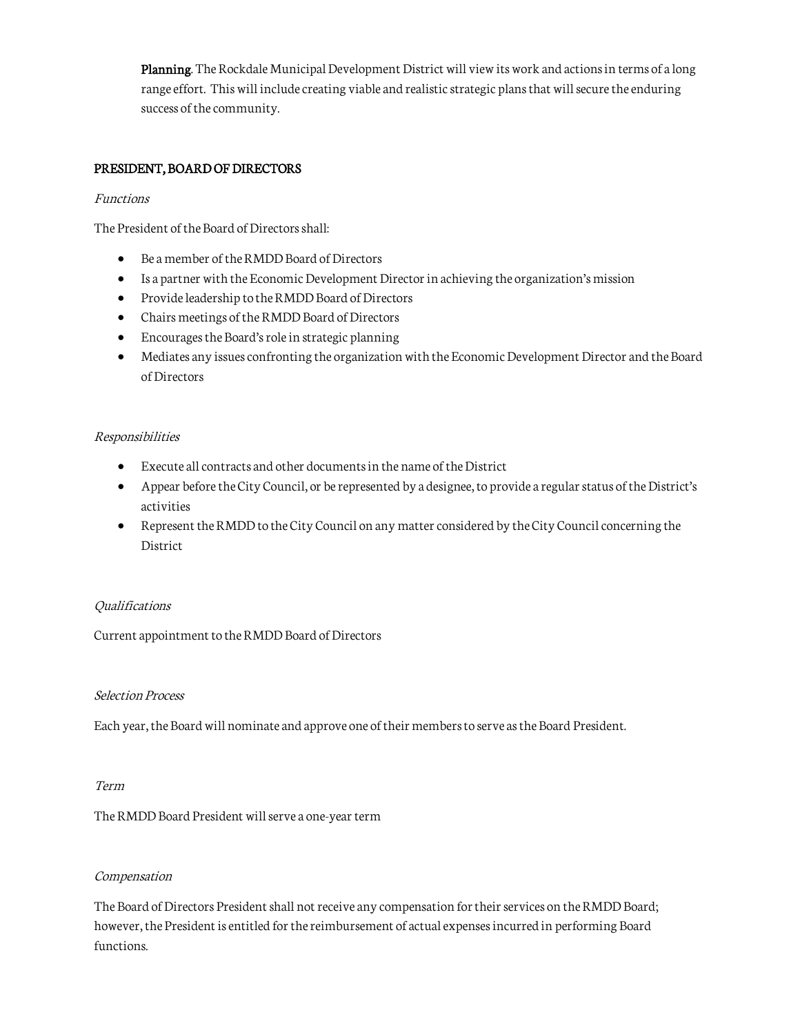**Planning**. The Rockdale Municipal Development District will view its work and actions in terms of a long range effort. This will include creating viable and realistic strategic plans that will secure the enduring success of the community.

## PRESIDENT, BOARD OF DIRECTORS

*Functions*

The President of the Board of Directors shall:

- Be a member of the RMDD Board of Directors
- Is a partner with the Economic Development Director in achieving the organization's mission
- Provide leadership to the RMDD Board of Directors
- Chairs meetings of the RMDD Board of Directors
- Encourages the Board's role in strategic planning
- Mediates any issues confronting the organization with the Economic Development Director and the Board of Directors

*Responsibilities*

- Execute all contracts and other documents in the name of the District
- Appear before the City Council, or be represented by a designee, to provide a regular status of the District's activities
- Represent the RMDD to the City Council on any matter considered by the City Council concerning the District

*Qualifications*

Current appointment to the RMDD Board of Directors

*Selection Process*

Each year, the Board will nominate and approve one of their members to serve as the Board President.

*Term*

The RMDD Board President will serve a one-year term

*Compensation*

The Board of Directors President shall not receive any compensation for their services on the RMDD Board; however, the President is entitled for the reimbursement of actual expenses incurred in performing Board functions.